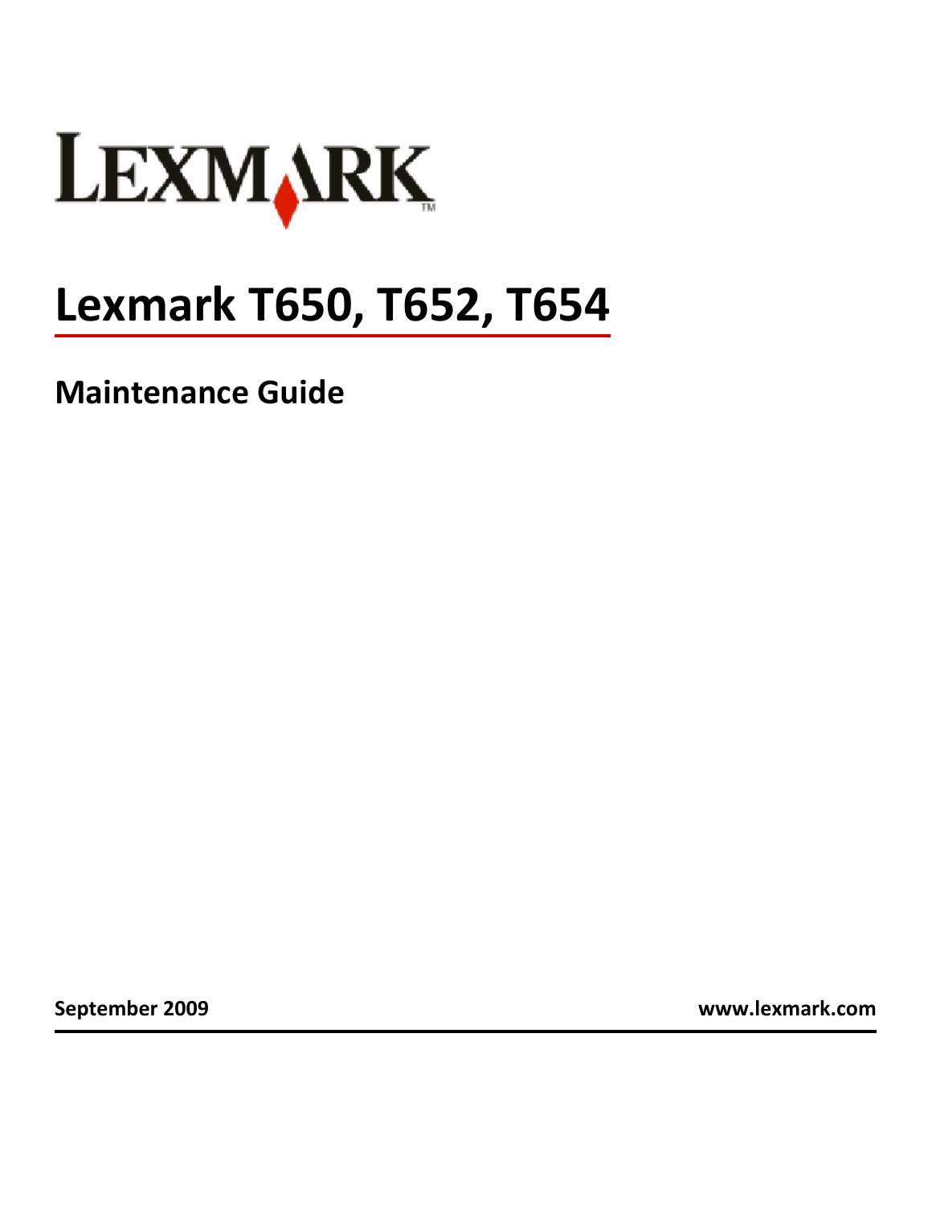LEXMARK

# Lexmark T650, T652, T654

## Maintenance Guide

**September 2009** **www.lexmark.com**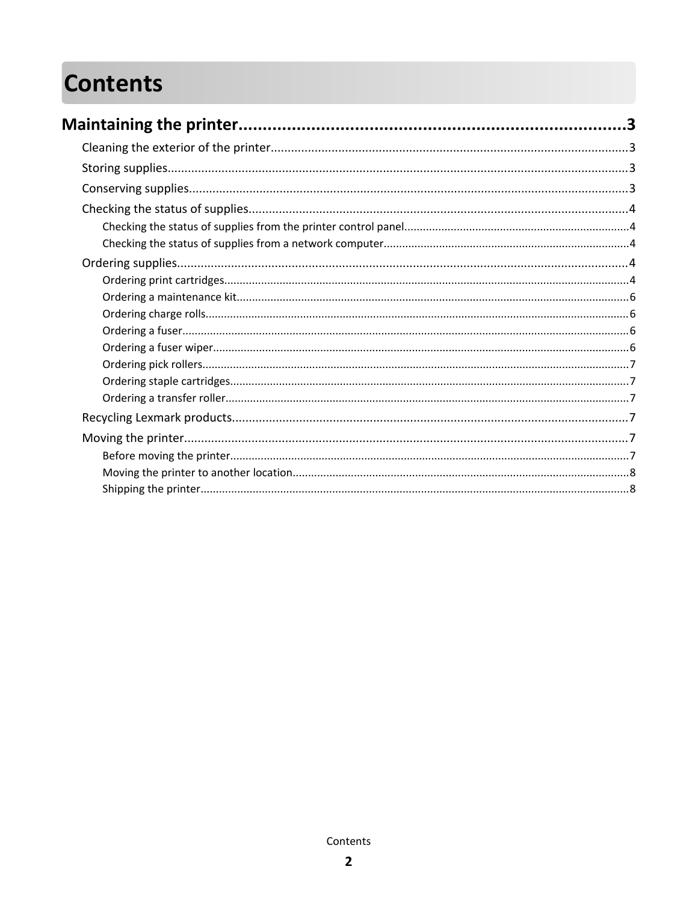# Contents

**Maintaining the printer....................................................................................3**

- Cleaning the exterior of the printer..........................................................................................3
- Storing supplies.........................................................................................................................3
- Conserving supplies..................................................................................................................3
- Checking the status of supplies................................................................................................4
    - Checking the status of supplies from the printer control panel........................................4
    - Checking the status of supplies from a network computer...............................................4
- Ordering supplies......................................................................................................................4
    - Ordering print cartridges...................................................................................................4
    - Ordering a maintenance kit...............................................................................................6
    - Ordering charge rolls.........................................................................................................6
    - Ordering a fuser................................................................................................................6
    - Ordering a fuser wiper.......................................................................................................6
    - Ordering pick rollers..........................................................................................................7
    - Ordering staple cartridges.................................................................................................7
    - Ordering a transfer roller...................................................................................................7
- Recycling Lexmark products......................................................................................................7
- Moving the printer.....................................................................................................................7
    - Before moving the printer.................................................................................................7
    - Moving the printer to another location..............................................................................8
    - Shipping the printer...........................................................................................................8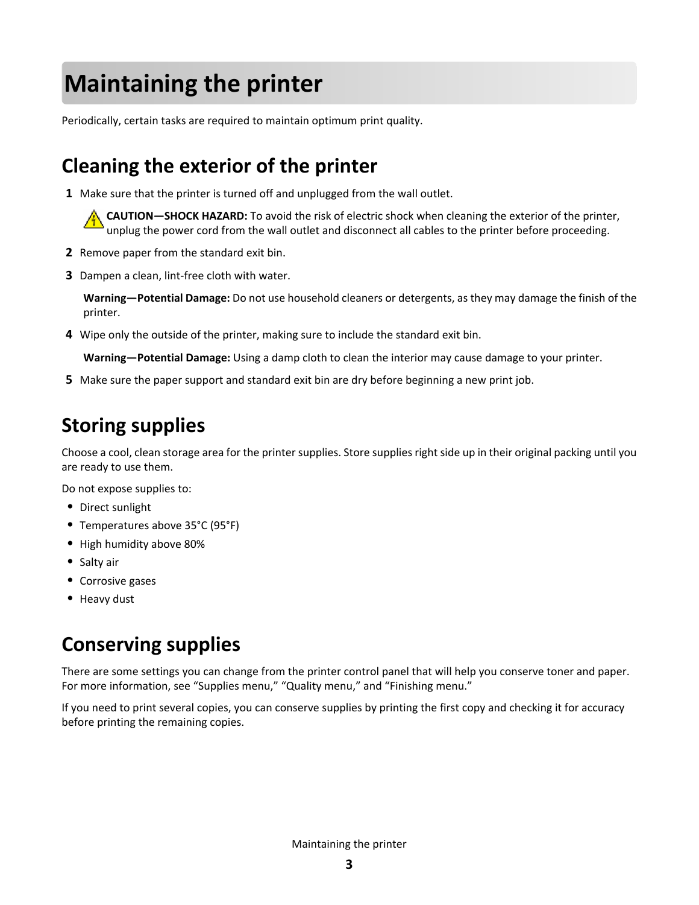# Maintaining the printer

Periodically, certain tasks are required to maintain optimum print quality.

## Cleaning the exterior of the printer

1. Make sure that the printer is turned off and unplugged from the wall outlet.

   **CAUTION—SHOCK HAZARD:** To avoid the risk of electric shock when cleaning the exterior of the printer, unplug the power cord from the wall outlet and disconnect all cables to the printer before proceeding.

2. Remove paper from the standard exit bin.
3. Dampen a clean, lint-free cloth with water.

   **Warning—Potential Damage:** Do not use household cleaners or detergents, as they may damage the finish of the printer.

4. Wipe only the outside of the printer, making sure to include the standard exit bin.

   **Warning—Potential Damage:** Using a damp cloth to clean the interior may cause damage to your printer.

5. Make sure the paper support and standard exit bin are dry before beginning a new print job.

## Storing supplies

Choose a cool, clean storage area for the printer supplies. Store supplies right side up in their original packing until you are ready to use them.

Do not expose supplies to:

- Direct sunlight
- Temperatures above 35°C (95°F)
- High humidity above 80%
- Salty air
- Corrosive gases
- Heavy dust

## Conserving supplies

There are some settings you can change from the printer control panel that will help you conserve toner and paper. For more information, see "Supplies menu," "Quality menu," and "Finishing menu."

If you need to print several copies, you can conserve supplies by printing the first copy and checking it for accuracy before printing the remaining copies.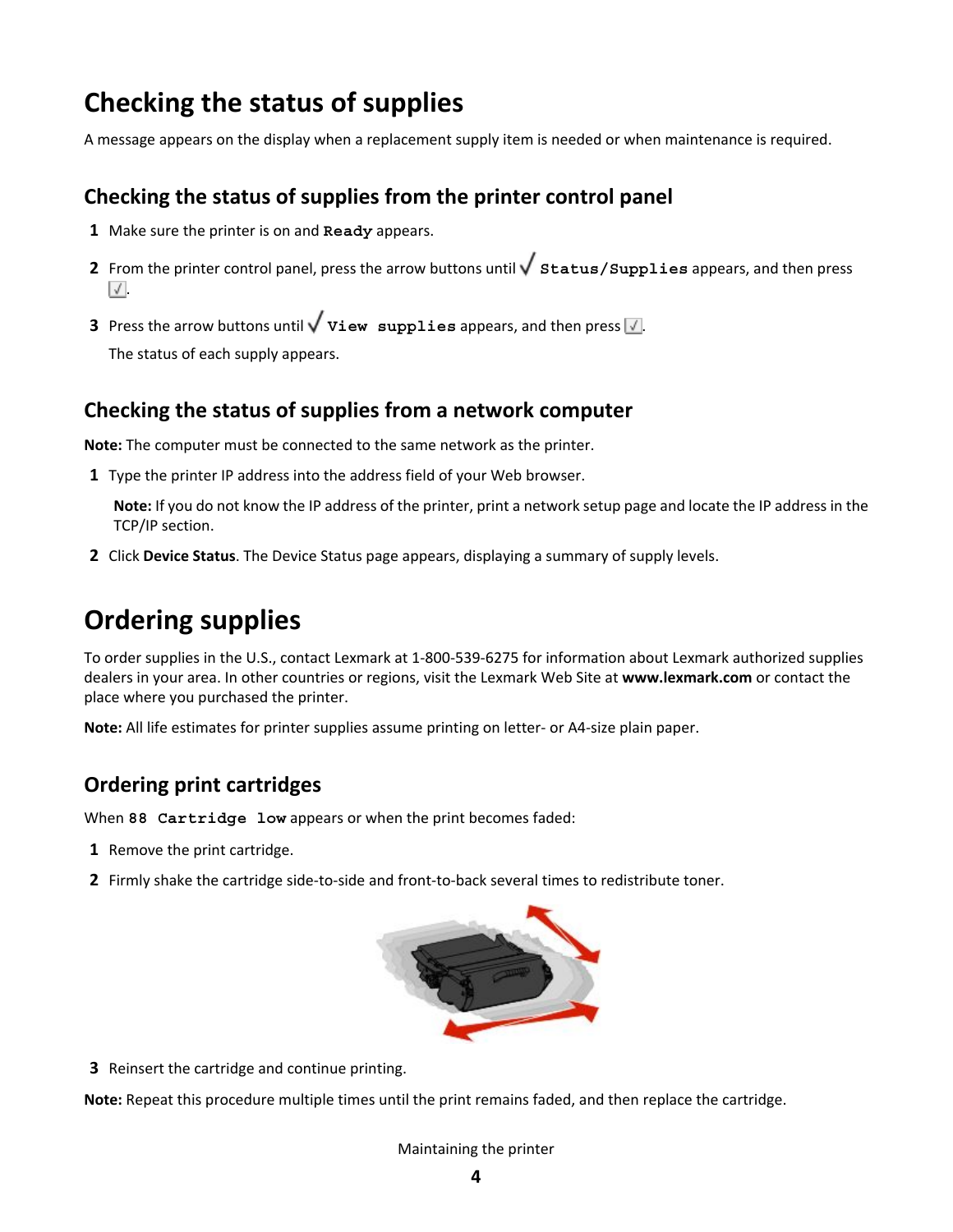# Checking the status of supplies

A message appears on the display when a replacement supply item is needed or when maintenance is required.

## Checking the status of supplies from the printer control panel

1. Make sure the printer is on and `Ready` appears.
2. From the printer control panel, press the arrow buttons until √ `Status/Supplies` appears, and then press ☑.
3. Press the arrow buttons until √ `View supplies` appears, and then press ☑.

   The status of each supply appears.

## Checking the status of supplies from a network computer

**Note:** The computer must be connected to the same network as the printer.

1. Type the printer IP address into the address field of your Web browser.

   **Note:** If you do not know the IP address of the printer, print a network setup page and locate the IP address in the TCP/IP section.

2. Click **Device Status**. The Device Status page appears, displaying a summary of supply levels.

# Ordering supplies

To order supplies in the U.S., contact Lexmark at 1-800-539-6275 for information about Lexmark authorized supplies dealers in your area. In other countries or regions, visit the Lexmark Web Site at **www.lexmark.com** or contact the place where you purchased the printer.

**Note:** All life estimates for printer supplies assume printing on letter- or A4-size plain paper.

## Ordering print cartridges

When `88 Cartridge low` appears or when the print becomes faded:

1. Remove the print cartridge.
2. Firmly shake the cartridge side-to-side and front-to-back several times to redistribute toner.
3. Reinsert the cartridge and continue printing.

**Note:** Repeat this procedure multiple times until the print remains faded, and then replace the cartridge.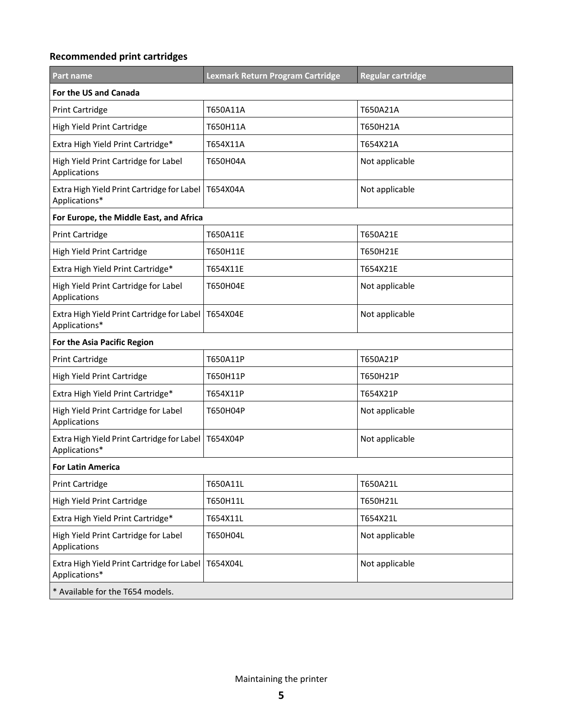### Recommended print cartridges

| Part name | Lexmark Return Program Cartridge | Regular cartridge |
| --- | --- | --- |
| **For the US and Canada** | | |
| Print Cartridge | T650A11A | T650A21A |
| High Yield Print Cartridge | T650H11A | T650H21A |
| Extra High Yield Print Cartridge* | T654X11A | T654X21A |
| High Yield Print Cartridge for Label Applications | T650H04A | Not applicable |
| Extra High Yield Print Cartridge for Label Applications* | T654X04A | Not applicable |
| **For Europe, the Middle East, and Africa** | | |
| Print Cartridge | T650A11E | T650A21E |
| High Yield Print Cartridge | T650H11E | T650H21E |
| Extra High Yield Print Cartridge* | T654X11E | T654X21E |
| High Yield Print Cartridge for Label Applications | T650H04E | Not applicable |
| Extra High Yield Print Cartridge for Label Applications* | T654X04E | Not applicable |
| **For the Asia Pacific Region** | | |
| Print Cartridge | T650A11P | T650A21P |
| High Yield Print Cartridge | T650H11P | T650H21P |
| Extra High Yield Print Cartridge* | T654X11P | T654X21P |
| High Yield Print Cartridge for Label Applications | T650H04P | Not applicable |
| Extra High Yield Print Cartridge for Label Applications* | T654X04P | Not applicable |
| **For Latin America** | | |
| Print Cartridge | T650A11L | T650A21L |
| High Yield Print Cartridge | T650H11L | T650H21L |
| Extra High Yield Print Cartridge* | T654X11L | T654X21L |
| High Yield Print Cartridge for Label Applications | T650H04L | Not applicable |
| Extra High Yield Print Cartridge for Label Applications* | T654X04L | Not applicable |
| * Available for the T654 models. | | |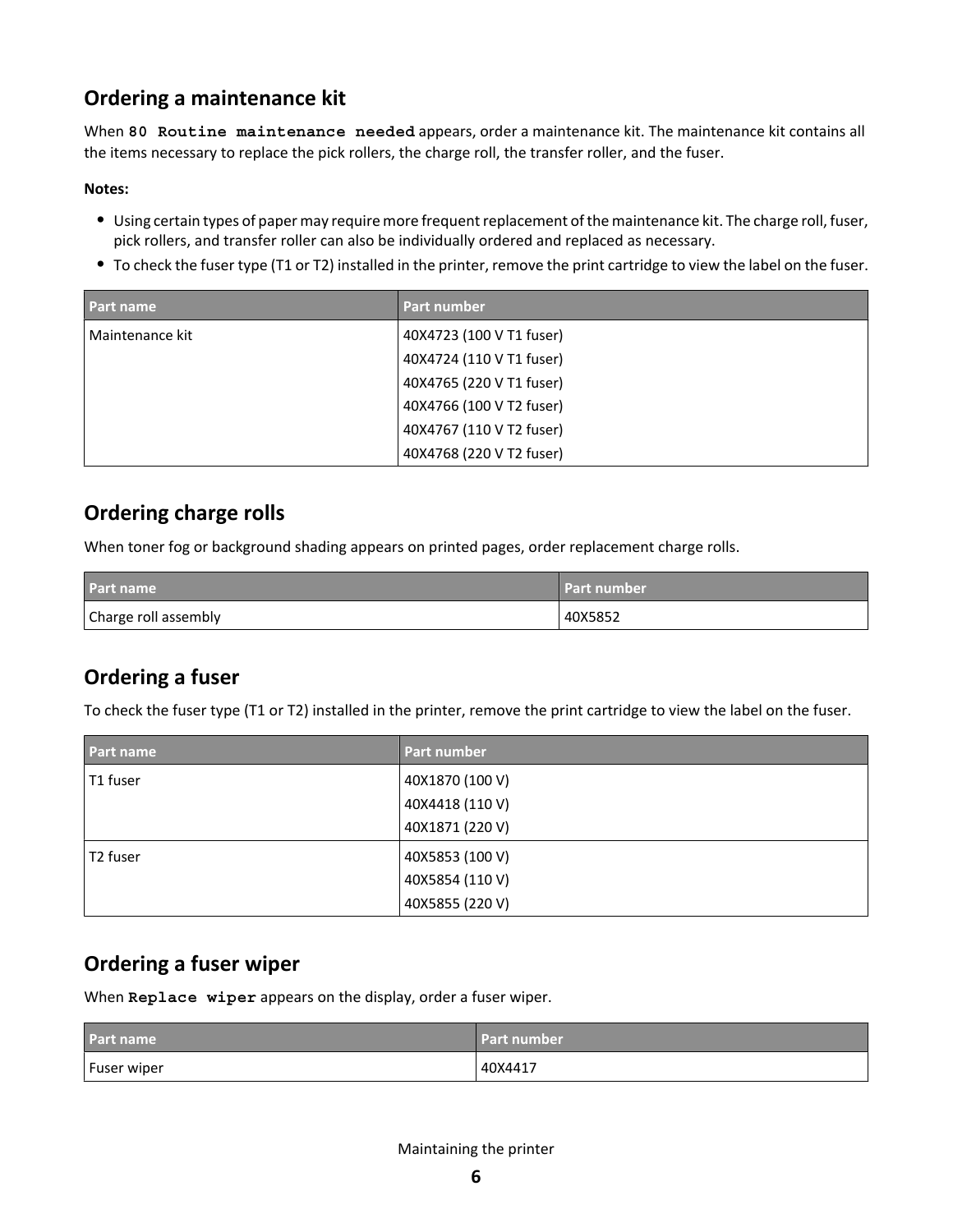## Ordering a maintenance kit

When **80 Routine maintenance needed** appears, order a maintenance kit. The maintenance kit contains all the items necessary to replace the pick rollers, the charge roll, the transfer roller, and the fuser.

**Notes:**

- Using certain types of paper may require more frequent replacement of the maintenance kit. The charge roll, fuser, pick rollers, and transfer roller can also be individually ordered and replaced as necessary.
- To check the fuser type (T1 or T2) installed in the printer, remove the print cartridge to view the label on the fuser.

| Part name | Part number |
| --- | --- |
| Maintenance kit | 40X4723 (100 V T1 fuser)<br>40X4724 (110 V T1 fuser)<br>40X4765 (220 V T1 fuser)<br>40X4766 (100 V T2 fuser)<br>40X4767 (110 V T2 fuser)<br>40X4768 (220 V T2 fuser) |

## Ordering charge rolls

When toner fog or background shading appears on printed pages, order replacement charge rolls.

| Part name | Part number |
| --- | --- |
| Charge roll assembly | 40X5852 |

## Ordering a fuser

To check the fuser type (T1 or T2) installed in the printer, remove the print cartridge to view the label on the fuser.

| Part name | Part number |
| --- | --- |
| T1 fuser | 40X1870 (100 V)<br>40X4418 (110 V)<br>40X1871 (220 V) |
| T2 fuser | 40X5853 (100 V)<br>40X5854 (110 V)<br>40X5855 (220 V) |

## Ordering a fuser wiper

When **Replace wiper** appears on the display, order a fuser wiper.

| Part name | Part number |
| --- | --- |
| Fuser wiper | 40X4417 |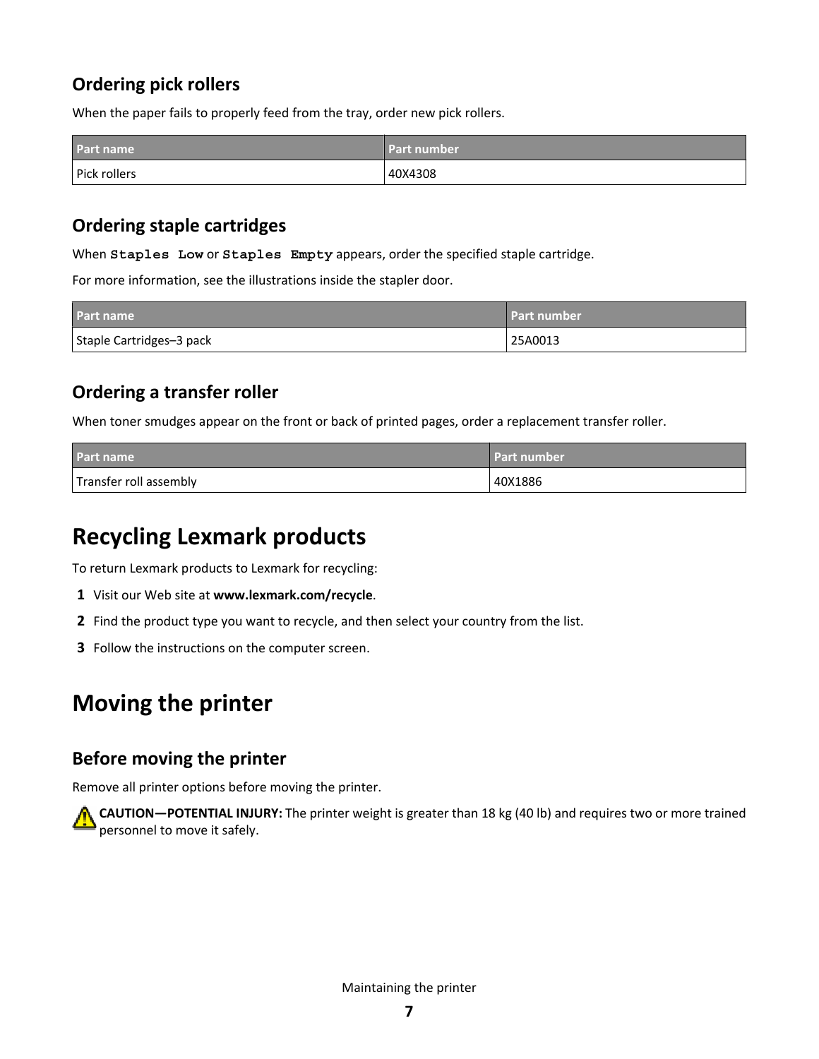### Ordering pick rollers

When the paper fails to properly feed from the tray, order new pick rollers.

| Part name | Part number |
| --- | --- |
| Pick rollers | 40X4308 |

### Ordering staple cartridges

When `Staples Low` or `Staples Empty` appears, order the specified staple cartridge.

For more information, see the illustrations inside the stapler door.

| Part name | Part number |
| --- | --- |
| Staple Cartridges–3 pack | 25A0013 |

### Ordering a transfer roller

When toner smudges appear on the front or back of printed pages, order a replacement transfer roller.

| Part name | Part number |
| --- | --- |
| Transfer roll assembly | 40X1886 |

## Recycling Lexmark products

To return Lexmark products to Lexmark for recycling:

1. Visit our Web site at **www.lexmark.com/recycle**.
2. Find the product type you want to recycle, and then select your country from the list.
3. Follow the instructions on the computer screen.

## Moving the printer

### Before moving the printer

Remove all printer options before moving the printer.

**CAUTION—POTENTIAL INJURY:** The printer weight is greater than 18 kg (40 lb) and requires two or more trained personnel to move it safely.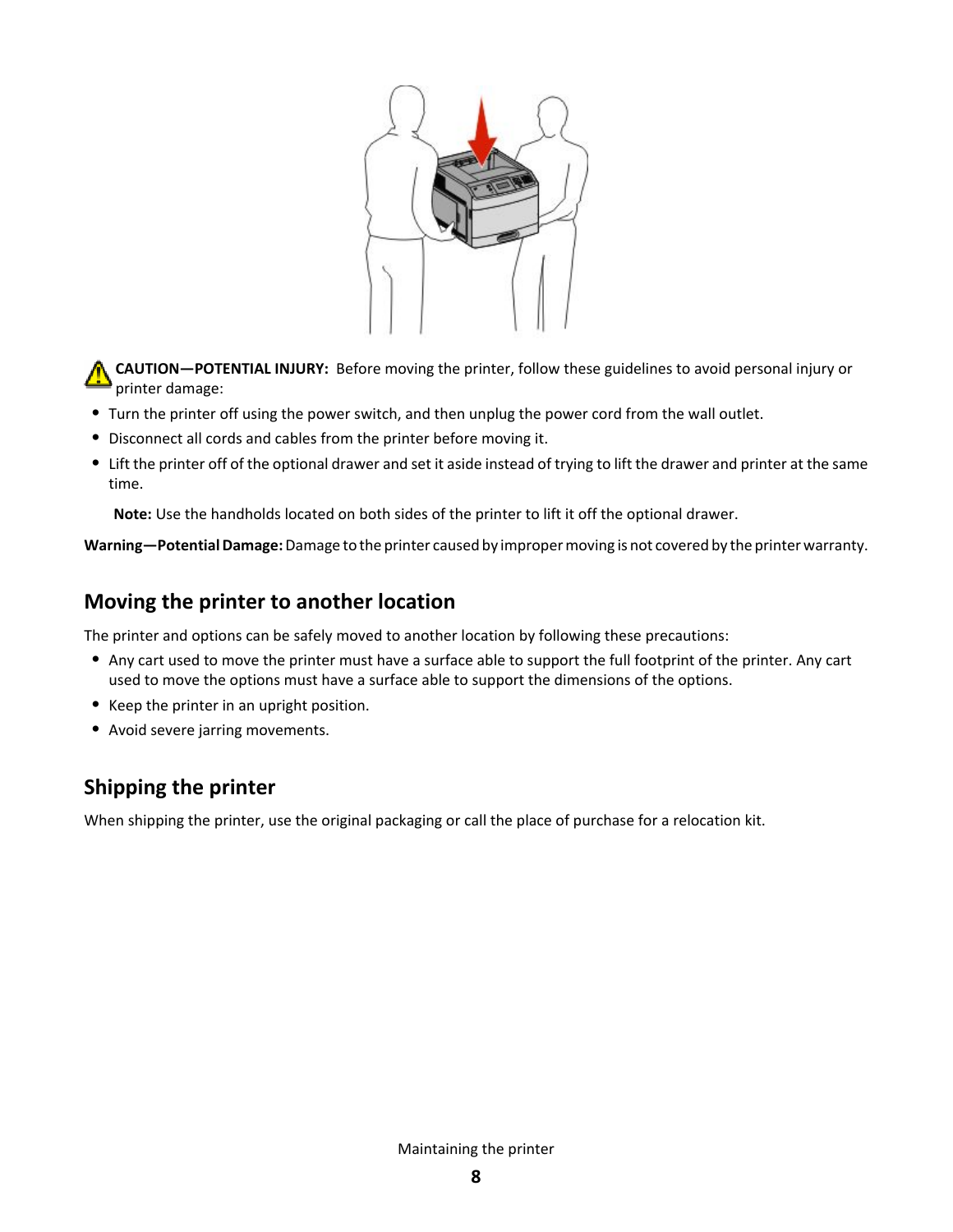**CAUTION—POTENTIAL INJURY:** Before moving the printer, follow these guidelines to avoid personal injury or printer damage:

- Turn the printer off using the power switch, and then unplug the power cord from the wall outlet.
- Disconnect all cords and cables from the printer before moving it.
- Lift the printer off of the optional drawer and set it aside instead of trying to lift the drawer and printer at the same time.

  **Note:** Use the handholds located on both sides of the printer to lift it off the optional drawer.

**Warning—Potential Damage:** Damage to the printer caused by improper moving is not covered by the printer warranty.

## Moving the printer to another location

The printer and options can be safely moved to another location by following these precautions:

- Any cart used to move the printer must have a surface able to support the full footprint of the printer. Any cart used to move the options must have a surface able to support the dimensions of the options.
- Keep the printer in an upright position.
- Avoid severe jarring movements.

## Shipping the printer

When shipping the printer, use the original packaging or call the place of purchase for a relocation kit.